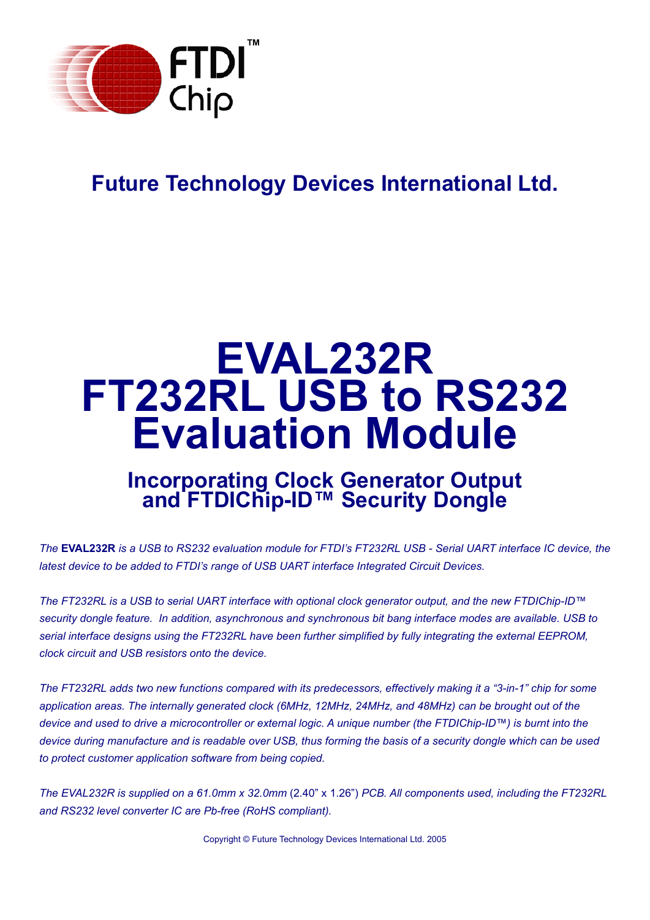FTDI™ Chip

**Future Technology Devices International Ltd.**

# EVAL232R FT232RL USB to RS232 Evaluation Module

## Incorporating Clock Generator Output and FTDIChip-ID™ Security Dongle

*The* **EVAL232R** *is a USB to RS232 evaluation module for FTDI's FT232RL USB - Serial UART interface IC device, the latest device to be added to FTDI's range of USB UART interface Integrated Circuit Devices.*

*The FT232RL is a USB to serial UART interface with optional clock generator output, and the new FTDIChip-ID™ security dongle feature. In addition, asynchronous and synchronous bit bang interface modes are available. USB to serial interface designs using the FT232RL have been further simplified by fully integrating the external EEPROM, clock circuit and USB resistors onto the device.*

*The FT232RL adds two new functions compared with its predecessors, effectively making it a "3-in-1" chip for some application areas. The internally generated clock (6MHz, 12MHz, 24MHz, and 48MHz) can be brought out of the device and used to drive a microcontroller or external logic. A unique number (the FTDIChip-ID™) is burnt into the device during manufacture and is readable over USB, thus forming the basis of a security dongle which can be used to protect customer application software from being copied.*

*The EVAL232R is supplied on a 61.0mm x 32.0mm* (2.40" x 1.26") *PCB. All components used, including the FT232RL and RS232 level converter IC are Pb-free (RoHS compliant).*

Copyright © Future Technology Devices International Ltd. 2005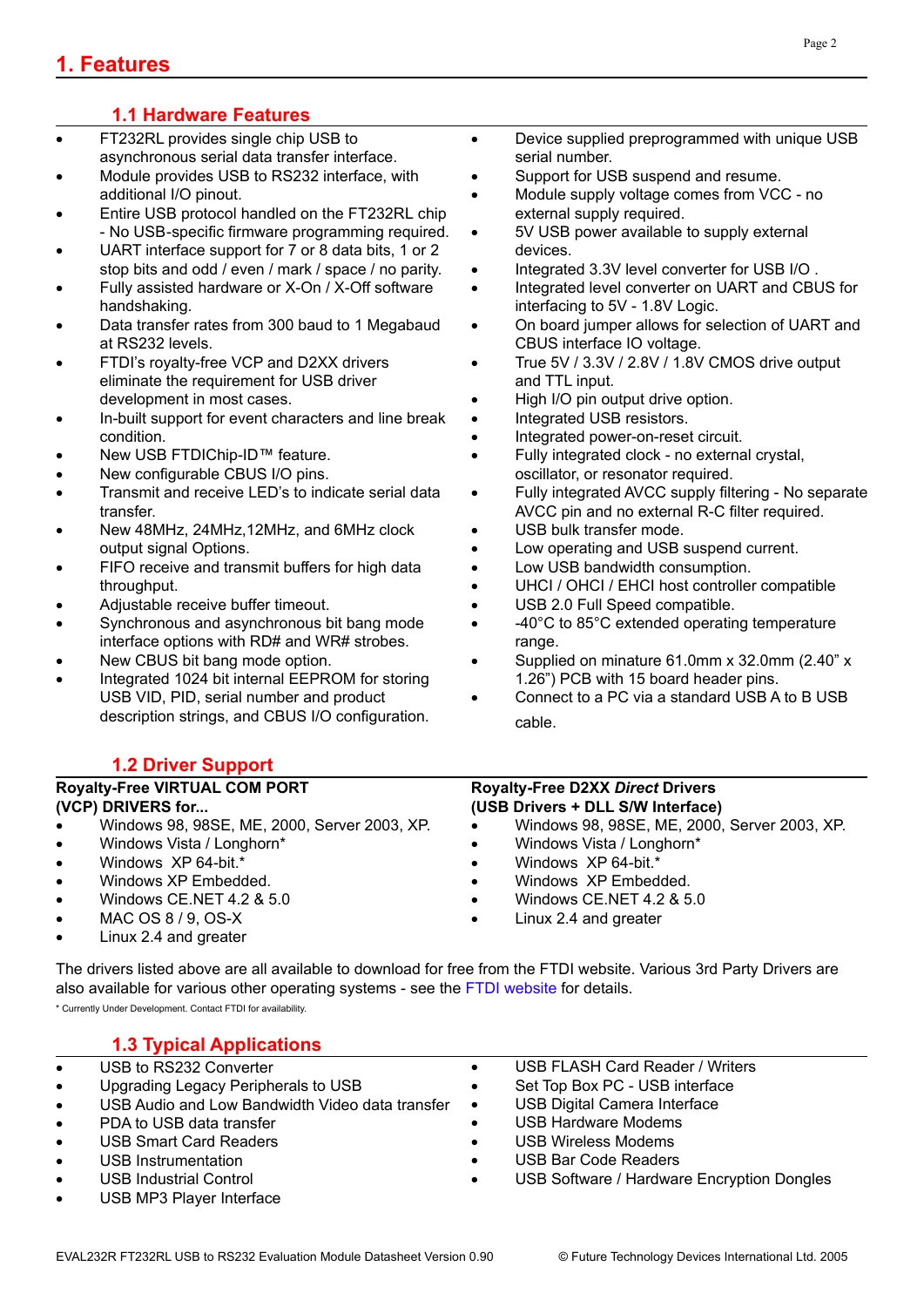# 1. Features

## 1.1 Hardware Features

- FT232RL provides single chip USB to asynchronous serial data transfer interface.
- Module provides USB to RS232 interface, with additional I/O pinout.
- Entire USB protocol handled on the FT232RL chip - No USB-specific firmware programming required.
- UART interface support for 7 or 8 data bits, 1 or 2 stop bits and odd / even / mark / space / no parity.
- Fully assisted hardware or X-On / X-Off software handshaking.
- Data transfer rates from 300 baud to 1 Megabaud at RS232 levels.
- FTDI's royalty-free VCP and D2XX drivers eliminate the requirement for USB driver development in most cases.
- In-built support for event characters and line break condition.
- New USB FTDIChip-ID™ feature.
- New configurable CBUS I/O pins.
- Transmit and receive LED's to indicate serial data transfer.
- New 48MHz, 24MHz,12MHz, and 6MHz clock output signal Options.
- FIFO receive and transmit buffers for high data throughput.
- Adjustable receive buffer timeout.
- Synchronous and asynchronous bit bang mode interface options with RD# and WR# strobes.
- New CBUS bit bang mode option.
- Integrated 1024 bit internal EEPROM for storing USB VID, PID, serial number and product description strings, and CBUS I/O configuration.
- Device supplied preprogrammed with unique USB serial number.
- Support for USB suspend and resume.
- Module supply voltage comes from VCC - no external supply required.
- 5V USB power available to supply external devices.
- Integrated 3.3V level converter for USB I/O .
- Integrated level converter on UART and CBUS for interfacing to 5V - 1.8V Logic.
- On board jumper allows for selection of UART and CBUS interface IO voltage.
- True 5V / 3.3V / 2.8V / 1.8V CMOS drive output and TTL input.
- High I/O pin output drive option.
- Integrated USB resistors.
- Integrated power-on-reset circuit.
- Fully integrated clock - no external crystal, oscillator, or resonator required.
- Fully integrated AVCC supply filtering - No separate AVCC pin and no external R-C filter required.
- USB bulk transfer mode.
- Low operating and USB suspend current.
- Low USB bandwidth consumption.
- UHCI / OHCI / EHCI host controller compatible
- USB 2.0 Full Speed compatible.
- -40°C to 85°C extended operating temperature range.
- Supplied on minature 61.0mm x 32.0mm (2.40" x 1.26") PCB with 15 board header pins.
- Connect to a PC via a standard USB A to B USB cable.

## 1.2 Driver Support

**Royalty-Free VIRTUAL COM PORT (VCP) DRIVERS for...**

- Windows 98, 98SE, ME, 2000, Server 2003, XP.
- Windows Vista / Longhorn*
- Windows XP 64-bit.*
- Windows XP Embedded.
- Windows CE.NET 4.2 & 5.0
- MAC OS 8 / 9, OS-X
- Linux 2.4 and greater

**Royalty-Free D2XX *Direct* Drivers (USB Drivers + DLL S/W Interface)**

- Windows 98, 98SE, ME, 2000, Server 2003, XP.
- Windows Vista / Longhorn*
- Windows XP 64-bit.*
- Windows XP Embedded.
- Windows CE.NET 4.2 & 5.0
- Linux 2.4 and greater

The drivers listed above are all available to download for free from the FTDI website. Various 3rd Party Drivers are also available for various other operating systems - see the FTDI website for details.

* Currently Under Development. Contact FTDI for availability.

## 1.3 Typical Applications

- USB to RS232 Converter
- Upgrading Legacy Peripherals to USB
- USB Audio and Low Bandwidth Video data transfer
- PDA to USB data transfer
- USB Smart Card Readers
- USB Instrumentation
- USB Industrial Control
- USB MP3 Player Interface
- USB FLASH Card Reader / Writers
- Set Top Box PC - USB interface
- USB Digital Camera Interface
- USB Hardware Modems
- USB Wireless Modems
- USB Bar Code Readers
- USB Software / Hardware Encryption Dongles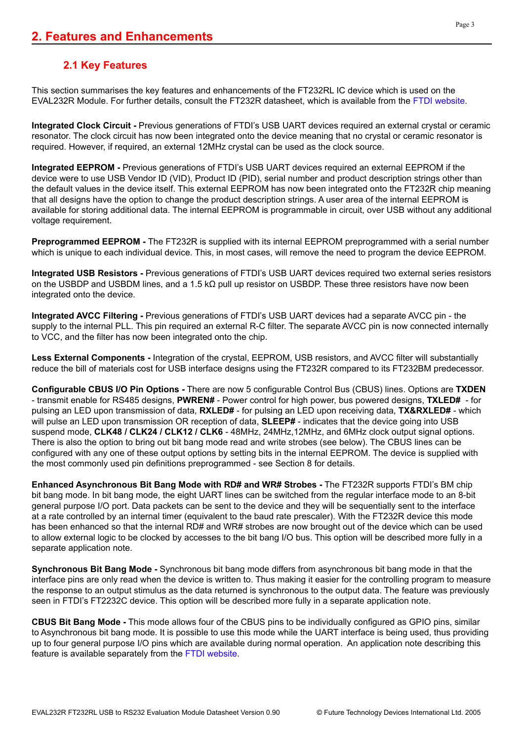# 2. Features and Enhancements

## 2.1 Key Features

This section summarises the key features and enhancements of the FT232RL IC device which is used on the EVAL232R Module. For further details, consult the FT232R datasheet, which is available from the FTDI website.

**Integrated Clock Circuit -** Previous generations of FTDI's USB UART devices required an external crystal or ceramic resonator. The clock circuit has now been integrated onto the device meaning that no crystal or ceramic resonator is required. However, if required, an external 12MHz crystal can be used as the clock source.

**Integrated EEPROM -** Previous generations of FTDI's USB UART devices required an external EEPROM if the device were to use USB Vendor ID (VID), Product ID (PID), serial number and product description strings other than the default values in the device itself. This external EEPROM has now been integrated onto the FT232R chip meaning that all designs have the option to change the product description strings. A user area of the internal EEPROM is available for storing additional data. The internal EEPROM is programmable in circuit, over USB without any additional voltage requirement.

**Preprogrammed EEPROM -** The FT232R is supplied with its internal EEPROM preprogrammed with a serial number which is unique to each individual device. This, in most cases, will remove the need to program the device EEPROM.

**Integrated USB Resistors -** Previous generations of FTDI's USB UART devices required two external series resistors on the USBDP and USBDM lines, and a 1.5 kΩ pull up resistor on USBDP. These three resistors have now been integrated onto the device.

**Integrated AVCC Filtering -** Previous generations of FTDI's USB UART devices had a separate AVCC pin - the supply to the internal PLL. This pin required an external R-C filter. The separate AVCC pin is now connected internally to VCC, and the filter has now been integrated onto the chip.

**Less External Components -** Integration of the crystal, EEPROM, USB resistors, and AVCC filter will substantially reduce the bill of materials cost for USB interface designs using the FT232R compared to its FT232BM predecessor.

**Configurable CBUS I/O Pin Options -** There are now 5 configurable Control Bus (CBUS) lines. Options are **TXDEN** - transmit enable for RS485 designs, **PWREN#** - Power control for high power, bus powered designs, **TXLED#** - for pulsing an LED upon transmission of data, **RXLED#** - for pulsing an LED upon receiving data, **TX&RXLED#** - which will pulse an LED upon transmission OR reception of data, **SLEEP#** - indicates that the device going into USB suspend mode, **CLK48 / CLK24 / CLK12 / CLK6** - 48MHz, 24MHz,12MHz, and 6MHz clock output signal options. There is also the option to bring out bit bang mode read and write strobes (see below). The CBUS lines can be configured with any one of these output options by setting bits in the internal EEPROM. The device is supplied with the most commonly used pin definitions preprogrammed - see Section 8 for details.

**Enhanced Asynchronous Bit Bang Mode with RD# and WR# Strobes -** The FT232R supports FTDI's BM chip bit bang mode. In bit bang mode, the eight UART lines can be switched from the regular interface mode to an 8-bit general purpose I/O port. Data packets can be sent to the device and they will be sequentially sent to the interface at a rate controlled by an internal timer (equivalent to the baud rate prescaler). With the FT232R device this mode has been enhanced so that the internal RD# and WR# strobes are now brought out of the device which can be used to allow external logic to be clocked by accesses to the bit bang I/O bus. This option will be described more fully in a separate application note.

**Synchronous Bit Bang Mode -** Synchronous bit bang mode differs from asynchronous bit bang mode in that the interface pins are only read when the device is written to. Thus making it easier for the controlling program to measure the response to an output stimulus as the data returned is synchronous to the output data. The feature was previously seen in FTDI's FT2232C device. This option will be described more fully in a separate application note.

**CBUS Bit Bang Mode -** This mode allows four of the CBUS pins to be individually configured as GPIO pins, similar to Asynchronous bit bang mode. It is possible to use this mode while the UART interface is being used, thus providing up to four general purpose I/O pins which are available during normal operation. An application note describing this feature is available separately from the FTDI website.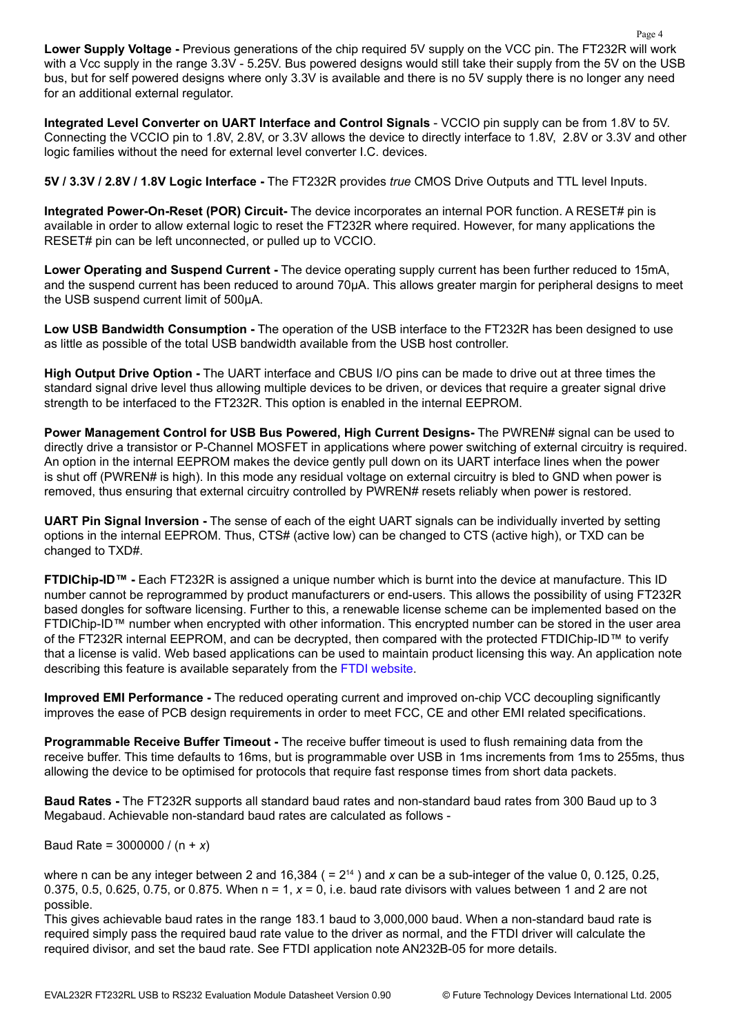**Lower Supply Voltage -** Previous generations of the chip required 5V supply on the VCC pin. The FT232R will work with a Vcc supply in the range 3.3V - 5.25V. Bus powered designs would still take their supply from the 5V on the USB bus, but for self powered designs where only 3.3V is available and there is no 5V supply there is no longer any need for an additional external regulator.

**Integrated Level Converter on UART Interface and Control Signals** - VCCIO pin supply can be from 1.8V to 5V. Connecting the VCCIO pin to 1.8V, 2.8V, or 3.3V allows the device to directly interface to 1.8V, 2.8V or 3.3V and other logic families without the need for external level converter I.C. devices.

**5V / 3.3V / 2.8V / 1.8V Logic Interface -** The FT232R provides *true* CMOS Drive Outputs and TTL level Inputs.

**Integrated Power-On-Reset (POR) Circuit-** The device incorporates an internal POR function. A RESET# pin is available in order to allow external logic to reset the FT232R where required. However, for many applications the RESET# pin can be left unconnected, or pulled up to VCCIO.

**Lower Operating and Suspend Current -** The device operating supply current has been further reduced to 15mA, and the suspend current has been reduced to around 70μA. This allows greater margin for peripheral designs to meet the USB suspend current limit of 500μA.

**Low USB Bandwidth Consumption -** The operation of the USB interface to the FT232R has been designed to use as little as possible of the total USB bandwidth available from the USB host controller.

**High Output Drive Option -** The UART interface and CBUS I/O pins can be made to drive out at three times the standard signal drive level thus allowing multiple devices to be driven, or devices that require a greater signal drive strength to be interfaced to the FT232R. This option is enabled in the internal EEPROM.

**Power Management Control for USB Bus Powered, High Current Designs-** The PWREN# signal can be used to directly drive a transistor or P-Channel MOSFET in applications where power switching of external circuitry is required. An option in the internal EEPROM makes the device gently pull down on its UART interface lines when the power is shut off (PWREN# is high). In this mode any residual voltage on external circuitry is bled to GND when power is removed, thus ensuring that external circuitry controlled by PWREN# resets reliably when power is restored.

**UART Pin Signal Inversion -** The sense of each of the eight UART signals can be individually inverted by setting options in the internal EEPROM. Thus, CTS# (active low) can be changed to CTS (active high), or TXD can be changed to TXD#.

**FTDIChip-ID™ -** Each FT232R is assigned a unique number which is burnt into the device at manufacture. This ID number cannot be reprogrammed by product manufacturers or end-users. This allows the possibility of using FT232R based dongles for software licensing. Further to this, a renewable license scheme can be implemented based on the FTDIChip-ID™ number when encrypted with other information. This encrypted number can be stored in the user area of the FT232R internal EEPROM, and can be decrypted, then compared with the protected FTDIChip-ID™ to verify that a license is valid. Web based applications can be used to maintain product licensing this way. An application note describing this feature is available separately from the FTDI website.

**Improved EMI Performance -** The reduced operating current and improved on-chip VCC decoupling significantly improves the ease of PCB design requirements in order to meet FCC, CE and other EMI related specifications.

**Programmable Receive Buffer Timeout -** The receive buffer timeout is used to flush remaining data from the receive buffer. This time defaults to 16ms, but is programmable over USB in 1ms increments from 1ms to 255ms, thus allowing the device to be optimised for protocols that require fast response times from short data packets.

**Baud Rates -** The FT232R supports all standard baud rates and non-standard baud rates from 300 Baud up to 3 Megabaud. Achievable non-standard baud rates are calculated as follows -

Baud Rate = 3000000 / (n + *x*)

where n can be any integer between 2 and 16,384 ( = $2^{14}$ ) and *x* can be a sub-integer of the value 0, 0.125, 0.25, 0.375, 0.5, 0.625, 0.75, or 0.875. When n = 1, *x* = 0, i.e. baud rate divisors with values between 1 and 2 are not possible.
This gives achievable baud rates in the range 183.1 baud to 3,000,000 baud. When a non-standard baud rate is required simply pass the required baud rate value to the driver as normal, and the FTDI driver will calculate the required divisor, and set the baud rate. See FTDI application note AN232B-05 for more details.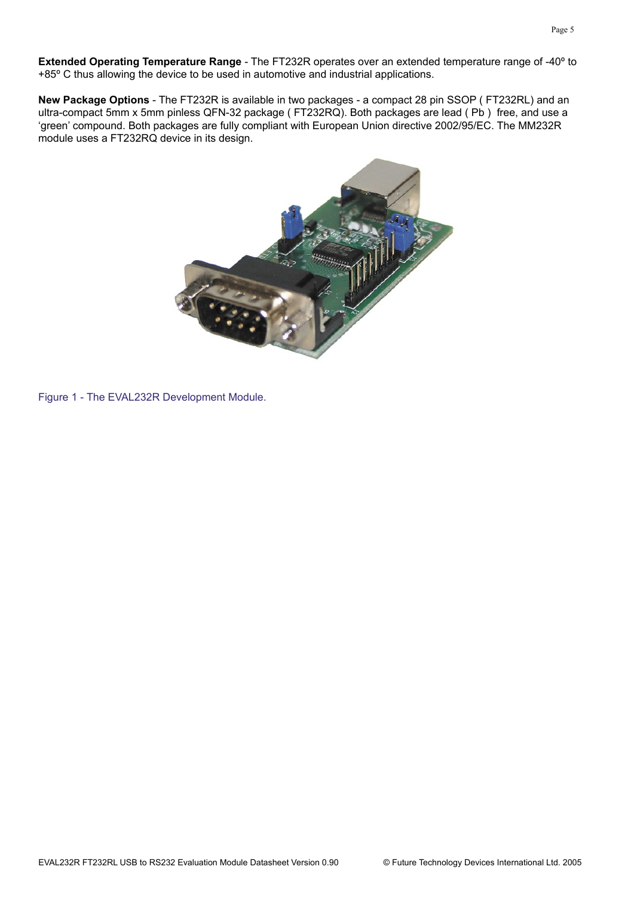**Extended Operating Temperature Range** - The FT232R operates over an extended temperature range of -40º to +85º C thus allowing the device to be used in automotive and industrial applications.

**New Package Options** - The FT232R is available in two packages - a compact 28 pin SSOP ( FT232RL) and an ultra-compact 5mm x 5mm pinless QFN-32 package ( FT232RQ). Both packages are lead ( Pb ) free, and use a 'green' compound. Both packages are fully compliant with European Union directive 2002/95/EC. The MM232R module uses a FT232RQ device in its design.

Figure 1 - The EVAL232R Development Module.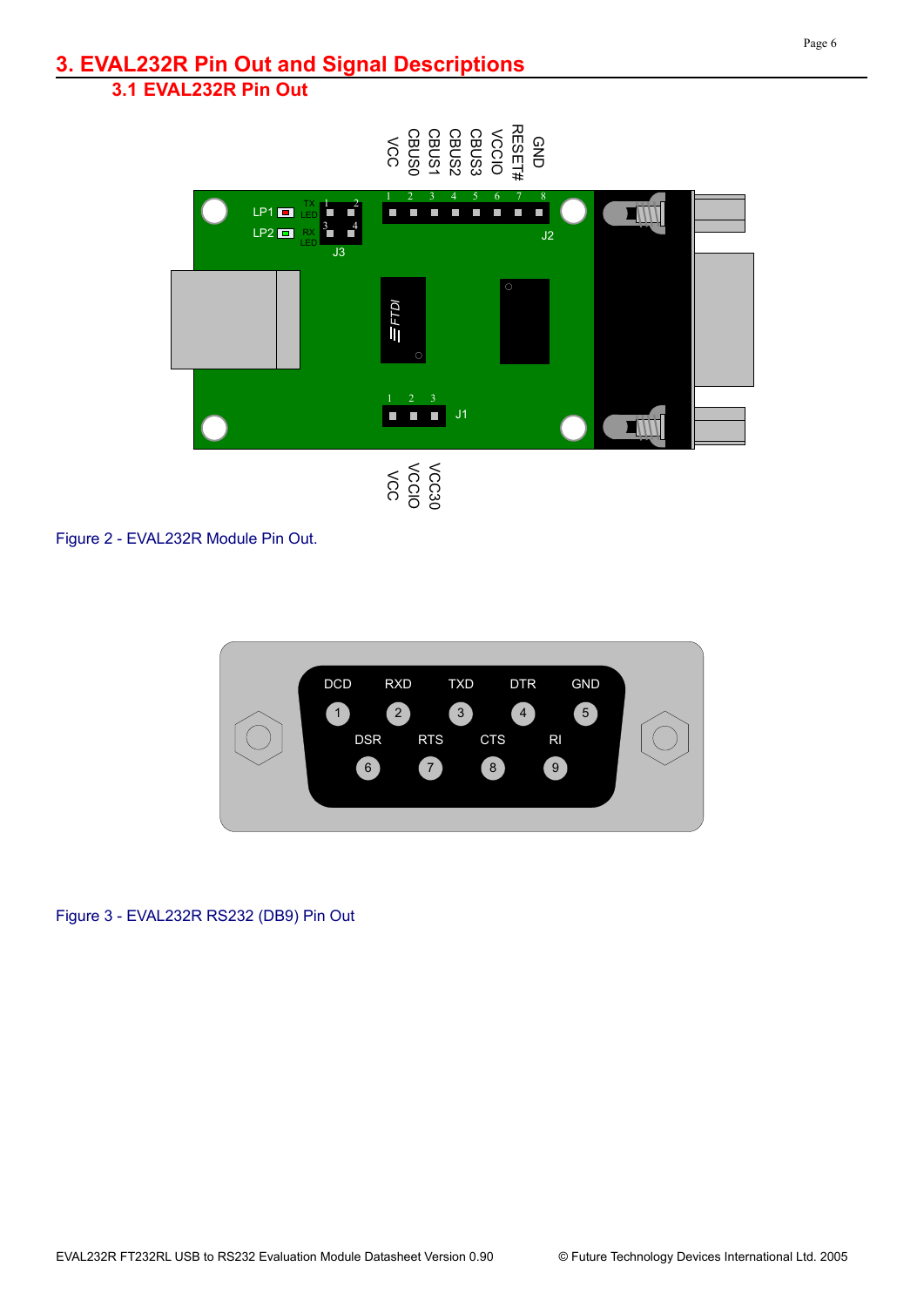# 3. EVAL232R Pin Out and Signal Descriptions

## 3.1 EVAL232R Pin Out

Figure 2 - EVAL232R Module Pin Out.

Figure 3 - EVAL232R RS232 (DB9) Pin Out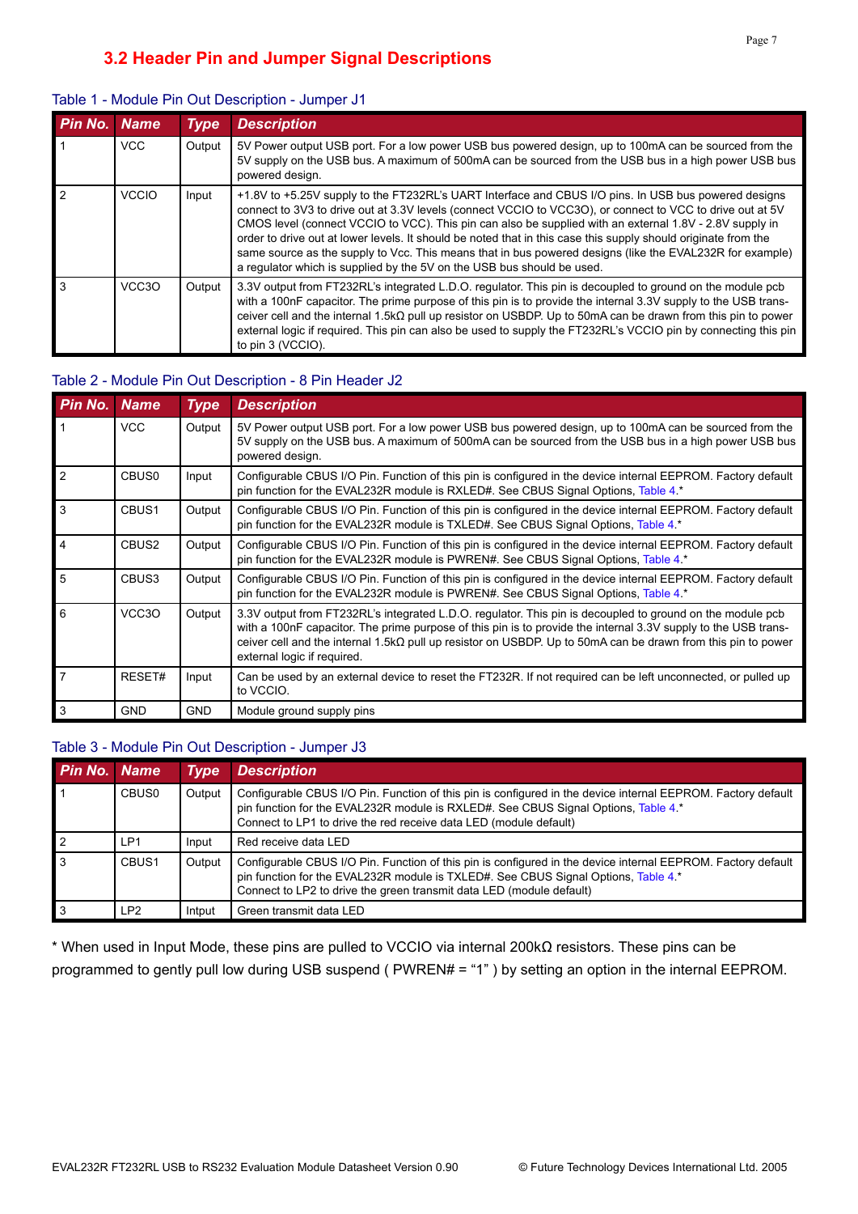## 3.2 Header Pin and Jumper Signal Descriptions

Table 1 - Module Pin Out Description - Jumper J1

| Pin No. | Name | Type | Description |
|---|---|---|---|
| 1 | VCC | Output | 5V Power output USB port. For a low power USB bus powered design, up to 100mA can be sourced from the 5V supply on the USB bus. A maximum of 500mA can be sourced from the USB bus in a high power USB bus powered design. |
| 2 | VCCIO | Input | +1.8V to +5.25V supply to the FT232RL's UART Interface and CBUS I/O pins. In USB bus powered designs connect to 3V3 to drive out at 3.3V levels (connect VCCIO to VCC3O), or connect to VCC to drive out at 5V CMOS level (connect VCCIO to VCC). This pin can also be supplied with an external 1.8V - 2.8V supply in order to drive out at lower levels. It should be noted that in this case this supply should originate from the same source as the supply to Vcc. This means that in bus powered designs (like the EVAL232R for example) a regulator which is supplied by the 5V on the USB bus should be used. |
| 3 | VCC3O | Output | 3.3V output from FT232RL's integrated L.D.O. regulator. This pin is decoupled to ground on the module pcb with a 100nF capacitor. The prime purpose of this pin is to provide the internal 3.3V supply to the USB transceiver cell and the internal 1.5kΩ pull up resistor on USBDP. Up to 50mA can be drawn from this pin to power external logic if required. This pin can also be used to supply the FT232RL's VCCIO pin by connecting this pin to pin 3 (VCCIO). |

Table 2 - Module Pin Out Description - 8 Pin Header J2

| Pin No. | Name | Type | Description |
|---|---|---|---|
| 1 | VCC | Output | 5V Power output USB port. For a low power USB bus powered design, up to 100mA can be sourced from the 5V supply on the USB bus. A maximum of 500mA can be sourced from the USB bus in a high power USB bus powered design. |
| 2 | CBUS0 | Input | Configurable CBUS I/O Pin. Function of this pin is configured in the device internal EEPROM. Factory default pin function for the EVAL232R module is RXLED#. See CBUS Signal Options, Table 4.* |
| 3 | CBUS1 | Output | Configurable CBUS I/O Pin. Function of this pin is configured in the device internal EEPROM. Factory default pin function for the EVAL232R module is TXLED#. See CBUS Signal Options, Table 4.* |
| 4 | CBUS2 | Output | Configurable CBUS I/O Pin. Function of this pin is configured in the device internal EEPROM. Factory default pin function for the EVAL232R module is PWREN#. See CBUS Signal Options, Table 4.* |
| 5 | CBUS3 | Output | Configurable CBUS I/O Pin. Function of this pin is configured in the device internal EEPROM. Factory default pin function for the EVAL232R module is PWREN#. See CBUS Signal Options, Table 4.* |
| 6 | VCC3O | Output | 3.3V output from FT232RL's integrated L.D.O. regulator. This pin is decoupled to ground on the module pcb with a 100nF capacitor. The prime purpose of this pin is to provide the internal 3.3V supply to the USB transceiver cell and the internal 1.5kΩ pull up resistor on USBDP. Up to 50mA can be drawn from this pin to power external logic if required. |
| 7 | RESET# | Input | Can be used by an external device to reset the FT232R. If not required can be left unconnected, or pulled up to VCCIO. |
| 3 | GND | GND | Module ground supply pins |

Table 3 - Module Pin Out Description - Jumper J3

| Pin No. | Name | Type | Description |
|---|---|---|---|
| 1 | CBUS0 | Output | Configurable CBUS I/O Pin. Function of this pin is configured in the device internal EEPROM. Factory default pin function for the EVAL232R module is RXLED#. See CBUS Signal Options, Table 4.* Connect to LP1 to drive the red receive data LED (module default) |
| 2 | LP1 | Input | Red receive data LED |
| 3 | CBUS1 | Output | Configurable CBUS I/O Pin. Function of this pin is configured in the device internal EEPROM. Factory default pin function for the EVAL232R module is TXLED#. See CBUS Signal Options, Table 4.* Connect to LP2 to drive the green transmit data LED (module default) |
| 3 | LP2 | Intput | Green transmit data LED |

* When used in Input Mode, these pins are pulled to VCCIO via internal 200kΩ resistors. These pins can be programmed to gently pull low during USB suspend ( PWREN# = "1" ) by setting an option in the internal EEPROM.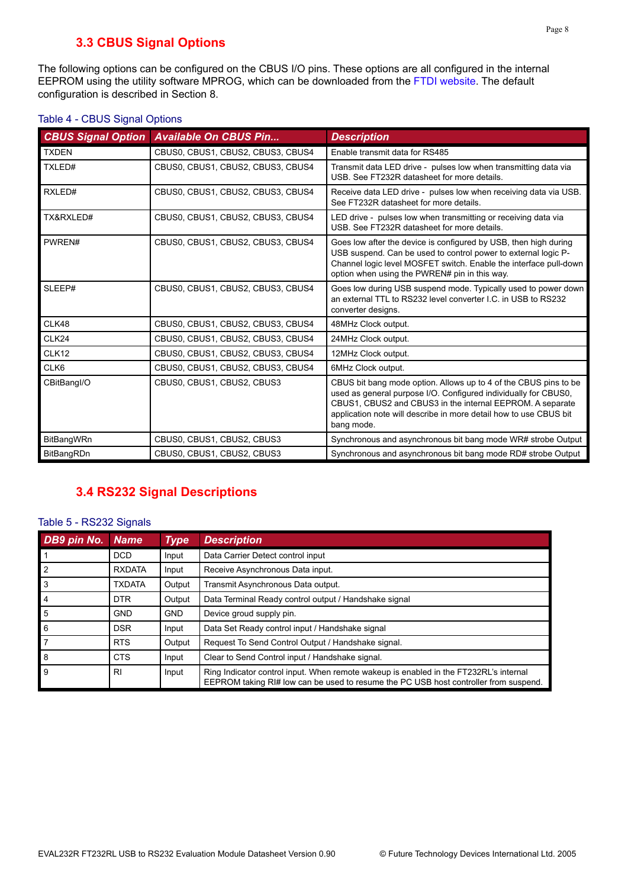## 3.3 CBUS Signal Options

The following options can be configured on the CBUS I/O pins. These options are all configured in the internal EEPROM using the utility software MPROG, which can be downloaded from the FTDI website. The default configuration is described in Section 8.

Table 4 - CBUS Signal Options

| CBUS Signal Option | Available On CBUS Pin... | Description |
|---|---|---|
| TXDEN | CBUS0, CBUS1, CBUS2, CBUS3, CBUS4 | Enable transmit data for RS485 |
| TXLED# | CBUS0, CBUS1, CBUS2, CBUS3, CBUS4 | Transmit data LED drive - pulses low when transmitting data via USB. See FT232R datasheet for more details. |
| RXLED# | CBUS0, CBUS1, CBUS2, CBUS3, CBUS4 | Receive data LED drive - pulses low when receiving data via USB. See FT232R datasheet for more details. |
| TX&RXLED# | CBUS0, CBUS1, CBUS2, CBUS3, CBUS4 | LED drive - pulses low when transmitting or receiving data via USB. See FT232R datasheet for more details. |
| PWREN# | CBUS0, CBUS1, CBUS2, CBUS3, CBUS4 | Goes low after the device is configured by USB, then high during USB suspend. Can be used to control power to external logic P-Channel logic level MOSFET switch. Enable the interface pull-down option when using the PWREN# pin in this way. |
| SLEEP# | CBUS0, CBUS1, CBUS2, CBUS3, CBUS4 | Goes low during USB suspend mode. Typically used to power down an external TTL to RS232 level converter I.C. in USB to RS232 converter designs. |
| CLK48 | CBUS0, CBUS1, CBUS2, CBUS3, CBUS4 | 48MHz Clock output. |
| CLK24 | CBUS0, CBUS1, CBUS2, CBUS3, CBUS4 | 24MHz Clock output. |
| CLK12 | CBUS0, CBUS1, CBUS2, CBUS3, CBUS4 | 12MHz Clock output. |
| CLK6 | CBUS0, CBUS1, CBUS2, CBUS3, CBUS4 | 6MHz Clock output. |
| CBitBangI/O | CBUS0, CBUS1, CBUS2, CBUS3 | CBUS bit bang mode option. Allows up to 4 of the CBUS pins to be used as general purpose I/O. Configured individually for CBUS0, CBUS1, CBUS2 and CBUS3 in the internal EEPROM. A separate application note will describe in more detail how to use CBUS bit bang mode. |
| BitBangWRn | CBUS0, CBUS1, CBUS2, CBUS3 | Synchronous and asynchronous bit bang mode WR# strobe Output |
| BitBangRDn | CBUS0, CBUS1, CBUS2, CBUS3 | Synchronous and asynchronous bit bang mode RD# strobe Output |

## 3.4 RS232 Signal Descriptions

Table 5 - RS232 Signals

| DB9 pin No. | Name | Type | Description |
|---|---|---|---|
| 1 | DCD | Input | Data Carrier Detect control input |
| 2 | RXDATA | Input | Receive Asynchronous Data input. |
| 3 | TXDATA | Output | Transmit Asynchronous Data output. |
| 4 | DTR | Output | Data Terminal Ready control output / Handshake signal |
| 5 | GND | GND | Device groud supply pin. |
| 6 | DSR | Input | Data Set Ready control input / Handshake signal |
| 7 | RTS | Output | Request To Send Control Output / Handshake signal. |
| 8 | CTS | Input | Clear to Send Control input / Handshake signal. |
| 9 | RI | Input | Ring Indicator control input. When remote wakeup is enabled in the FT232RL's internal EEPROM taking RI# low can be used to resume the PC USB host controller from suspend. |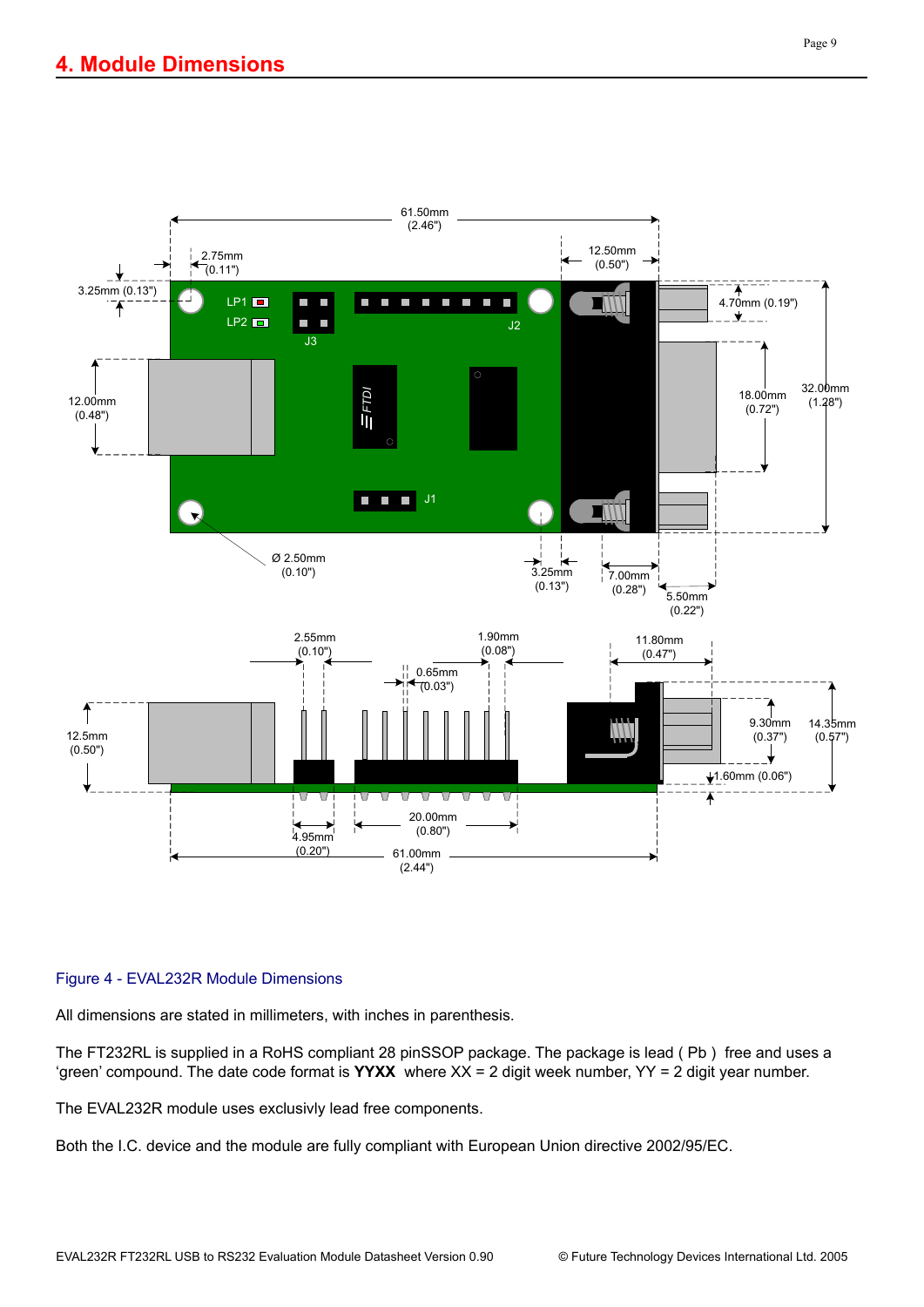# 4. Module Dimensions

Figure 4 - EVAL232R Module Dimensions

All dimensions are stated in millimeters, with inches in parenthesis.

The FT232RL is supplied in a RoHS compliant 28 pinSSOP package. The package is lead ( Pb ) free and uses a 'green' compound. The date code format is **YYXX** where XX = 2 digit week number, YY = 2 digit year number.

The EVAL232R module uses exclusivly lead free components.

Both the I.C. device and the module are fully compliant with European Union directive 2002/95/EC.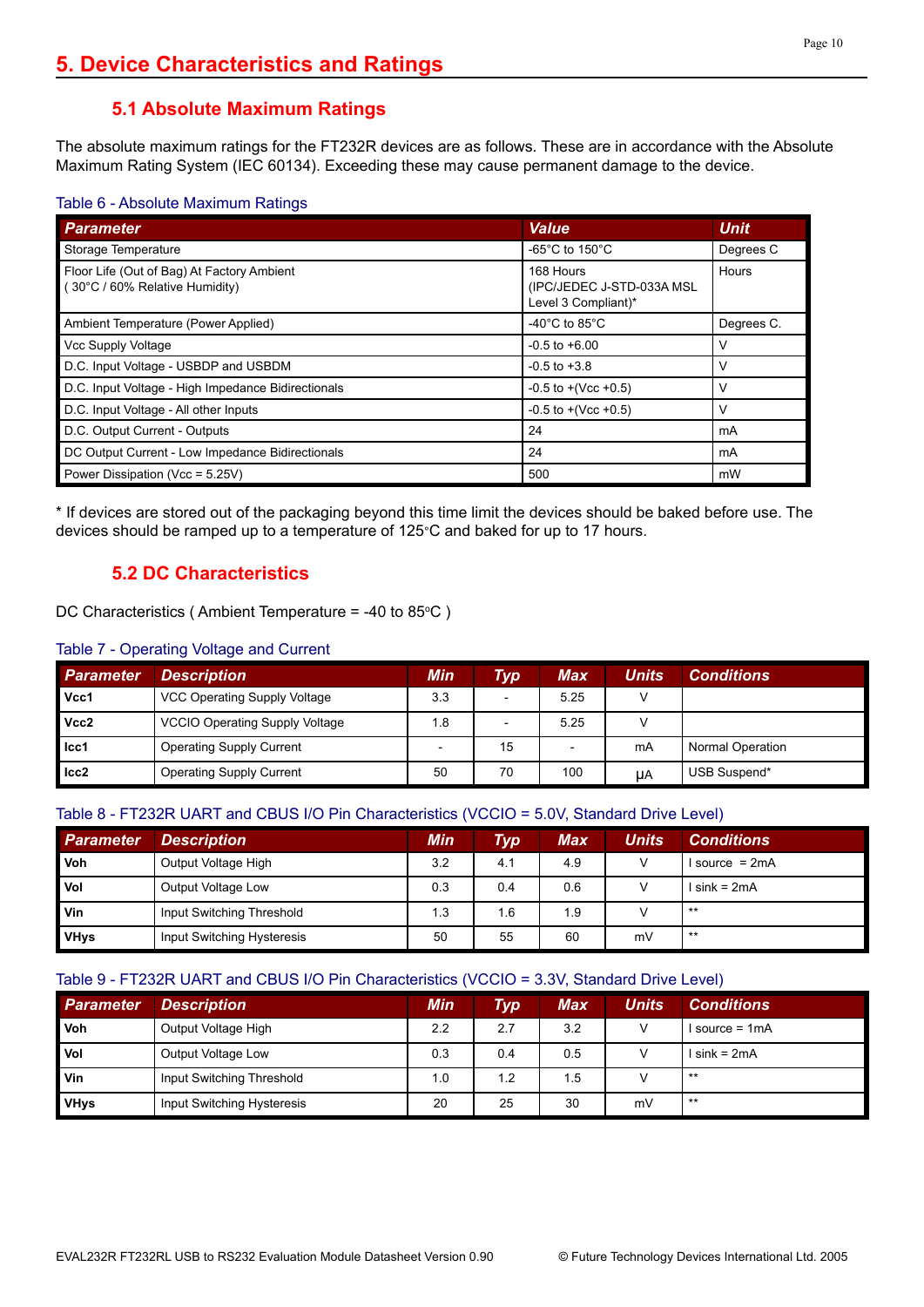# 5. Device Characteristics and Ratings

## 5.1 Absolute Maximum Ratings

The absolute maximum ratings for the FT232R devices are as follows. These are in accordance with the Absolute Maximum Rating System (IEC 60134). Exceeding these may cause permanent damage to the device.

Table 6 - Absolute Maximum Ratings

| Parameter | Value | Unit |
|---|---|---|
| Storage Temperature | -65°C to 150°C | Degrees C |
| Floor Life (Out of Bag) At Factory Ambient ( 30°C / 60% Relative Humidity) | 168 Hours (IPC/JEDEC J-STD-033A MSL Level 3 Compliant)* | Hours |
| Ambient Temperature (Power Applied) | -40°C to 85°C | Degrees C. |
| Vcc Supply Voltage | -0.5 to +6.00 | V |
| D.C. Input Voltage - USBDP and USBDM | -0.5 to +3.8 | V |
| D.C. Input Voltage - High Impedance Bidirectionals | -0.5 to +(Vcc +0.5) | V |
| D.C. Input Voltage - All other Inputs | -0.5 to +(Vcc +0.5) | V |
| D.C. Output Current - Outputs | 24 | mA |
| DC Output Current - Low Impedance Bidirectionals | 24 | mA |
| Power Dissipation (Vcc = 5.25V) | 500 | mW |

* If devices are stored out of the packaging beyond this time limit the devices should be baked before use. The devices should be ramped up to a temperature of 125°C and baked for up to 17 hours.

## 5.2 DC Characteristics

DC Characteristics ( Ambient Temperature = -40 to 85°C )

Table 7 - Operating Voltage and Current

| Parameter | Description | Min | Typ | Max | Units | Conditions |
|---|---|---|---|---|---|---|
| **Vcc1** | VCC Operating Supply Voltage | 3.3 | - | 5.25 | V | |
| **Vcc2** | VCCIO Operating Supply Voltage | 1.8 | - | 5.25 | V | |
| **Icc1** | Operating Supply Current | - | 15 | - | mA | Normal Operation |
| **Icc2** | Operating Supply Current | 50 | 70 | 100 | μA | USB Suspend* |

Table 8 - FT232R UART and CBUS I/O Pin Characteristics (VCCIO = 5.0V, Standard Drive Level)

| Parameter | Description | Min | Typ | Max | Units | Conditions |
|---|---|---|---|---|---|---|
| **Voh** | Output Voltage High | 3.2 | 4.1 | 4.9 | V | I source = 2mA |
| **Vol** | Output Voltage Low | 0.3 | 0.4 | 0.6 | V | I sink = 2mA |
| **Vin** | Input Switching Threshold | 1.3 | 1.6 | 1.9 | V | ** |
| **VHys** | Input Switching Hysteresis | 50 | 55 | 60 | mV | ** |

Table 9 - FT232R UART and CBUS I/O Pin Characteristics (VCCIO = 3.3V, Standard Drive Level)

| Parameter | Description | Min | Typ | Max | Units | Conditions |
|---|---|---|---|---|---|---|
| **Voh** | Output Voltage High | 2.2 | 2.7 | 3.2 | V | I source = 1mA |
| **Vol** | Output Voltage Low | 0.3 | 0.4 | 0.5 | V | I sink = 2mA |
| **Vin** | Input Switching Threshold | 1.0 | 1.2 | 1.5 | V | ** |
| **VHys** | Input Switching Hysteresis | 20 | 25 | 30 | mV | ** |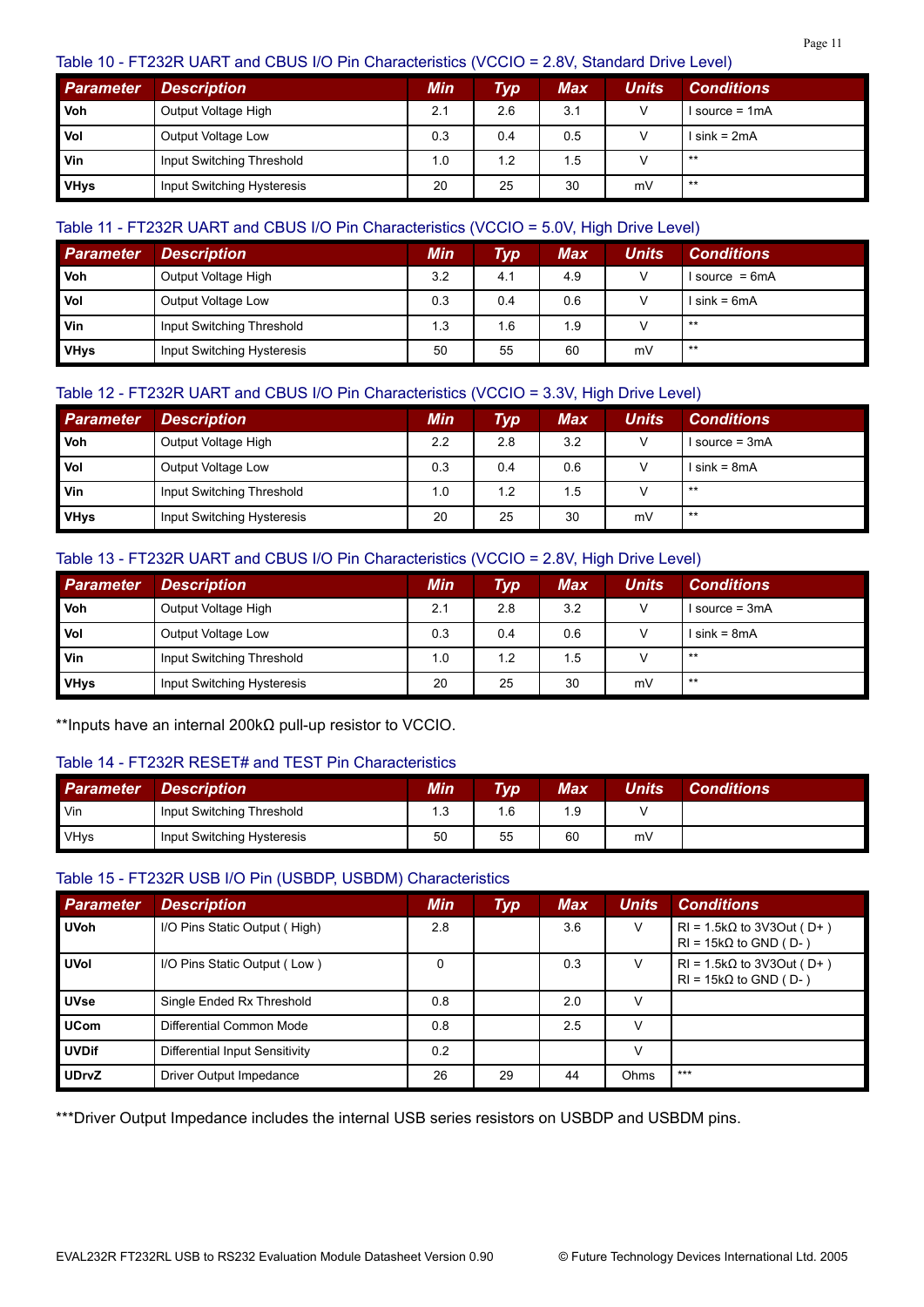Table 10 - FT232R UART and CBUS I/O Pin Characteristics (VCCIO = 2.8V, Standard Drive Level)

| Parameter | Description | Min | Typ | Max | Units | Conditions |
|---|---|---|---|---|---|---|
| **Voh** | Output Voltage High | 2.1 | 2.6 | 3.1 | V | I source = 1mA |
| **Vol** | Output Voltage Low | 0.3 | 0.4 | 0.5 | V | I sink = 2mA |
| **Vin** | Input Switching Threshold | 1.0 | 1.2 | 1.5 | V | ** |
| **VHys** | Input Switching Hysteresis | 20 | 25 | 30 | mV | ** |

Table 11 - FT232R UART and CBUS I/O Pin Characteristics (VCCIO = 5.0V, High Drive Level)

| Parameter | Description | Min | Typ | Max | Units | Conditions |
|---|---|---|---|---|---|---|
| **Voh** | Output Voltage High | 3.2 | 4.1 | 4.9 | V | I source = 6mA |
| **Vol** | Output Voltage Low | 0.3 | 0.4 | 0.6 | V | I sink = 6mA |
| **Vin** | Input Switching Threshold | 1.3 | 1.6 | 1.9 | V | ** |
| **VHys** | Input Switching Hysteresis | 50 | 55 | 60 | mV | ** |

Table 12 - FT232R UART and CBUS I/O Pin Characteristics (VCCIO = 3.3V, High Drive Level)

| Parameter | Description | Min | Typ | Max | Units | Conditions |
|---|---|---|---|---|---|---|
| **Voh** | Output Voltage High | 2.2 | 2.8 | 3.2 | V | I source = 3mA |
| **Vol** | Output Voltage Low | 0.3 | 0.4 | 0.6 | V | I sink = 8mA |
| **Vin** | Input Switching Threshold | 1.0 | 1.2 | 1.5 | V | ** |
| **VHys** | Input Switching Hysteresis | 20 | 25 | 30 | mV | ** |

Table 13 - FT232R UART and CBUS I/O Pin Characteristics (VCCIO = 2.8V, High Drive Level)

| Parameter | Description | Min | Typ | Max | Units | Conditions |
|---|---|---|---|---|---|---|
| **Voh** | Output Voltage High | 2.1 | 2.8 | 3.2 | V | I source = 3mA |
| **Vol** | Output Voltage Low | 0.3 | 0.4 | 0.6 | V | I sink = 8mA |
| **Vin** | Input Switching Threshold | 1.0 | 1.2 | 1.5 | V | ** |
| **VHys** | Input Switching Hysteresis | 20 | 25 | 30 | mV | ** |

**Inputs have an internal 200kΩ pull-up resistor to VCCIO.

Table 14 - FT232R RESET# and TEST Pin Characteristics

| Parameter | Description | Min | Typ | Max | Units | Conditions |
|---|---|---|---|---|---|---|
| Vin | Input Switching Threshold | 1.3 | 1.6 | 1.9 | V | |
| VHys | Input Switching Hysteresis | 50 | 55 | 60 | mV | |

Table 15 - FT232R USB I/O Pin (USBDP, USBDM) Characteristics

| Parameter | Description | Min | Typ | Max | Units | Conditions |
|---|---|---|---|---|---|---|
| **UVoh** | I/O Pins Static Output ( High) | 2.8 | | 3.6 | V | Rl = 1.5kΩ to 3V3Out ( D+ ) Rl = 15kΩ to GND ( D- ) |
| **UVol** | I/O Pins Static Output ( Low ) | 0 | | 0.3 | V | Rl = 1.5kΩ to 3V3Out ( D+ ) Rl = 15kΩ to GND ( D- ) |
| **UVse** | Single Ended Rx Threshold | 0.8 | | 2.0 | V | |
| **UCom** | Differential Common Mode | 0.8 | | 2.5 | V | |
| **UVDif** | Differential Input Sensitivity | 0.2 | | | V | |
| **UDrvZ** | Driver Output Impedance | 26 | 29 | 44 | Ohms | *** |

***Driver Output Impedance includes the internal USB series resistors on USBDP and USBDM pins.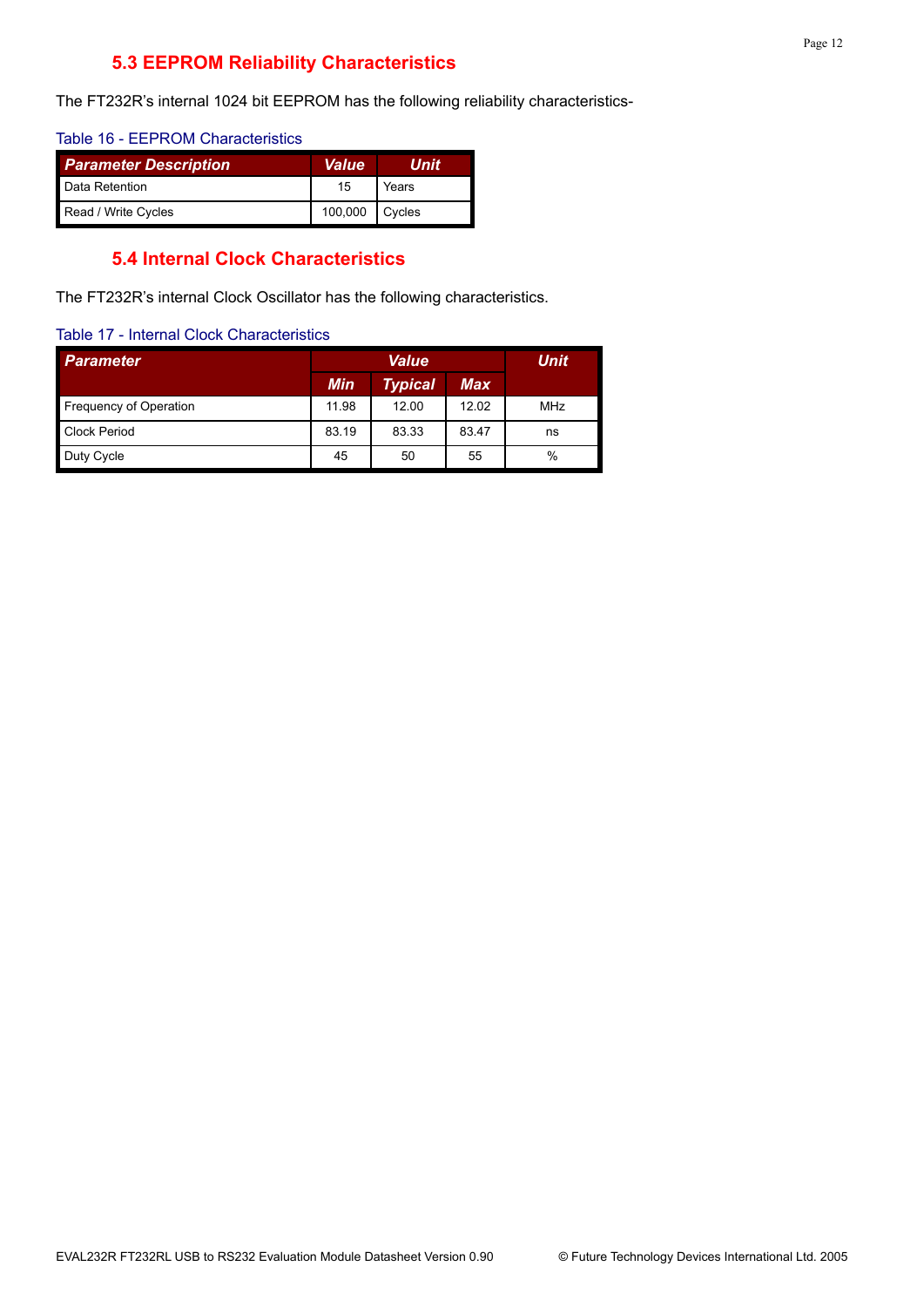### 5.3 EEPROM Reliability Characteristics

The FT232R’s internal 1024 bit EEPROM has the following reliability characteristics-

Table 16 - EEPROM Characteristics

| Parameter Description | Value | Unit |
|---|---|---|
| Data Retention | 15 | Years |
| Read / Write Cycles | 100,000 | Cycles |

### 5.4 Internal Clock Characteristics

The FT232R’s internal Clock Oscillator has the following characteristics.

Table 17 - Internal Clock Characteristics

| Parameter | Value | | | Unit |
|---|---|---|---|---|
| | Min | Typical | Max | |
| Frequency of Operation | 11.98 | 12.00 | 12.02 | MHz |
| Clock Period | 83.19 | 83.33 | 83.47 | ns |
| Duty Cycle | 45 | 50 | 55 | % |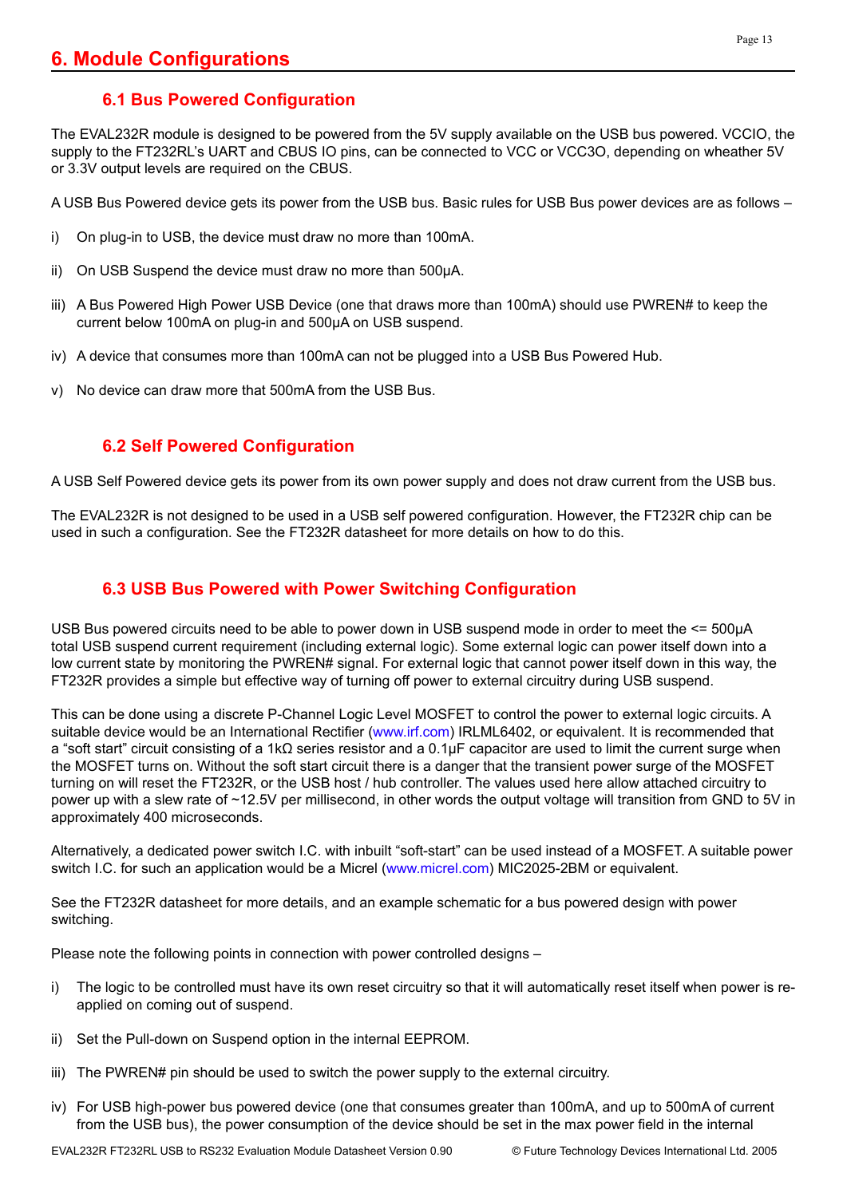# 6. Module Configurations

## 6.1 Bus Powered Configuration

The EVAL232R module is designed to be powered from the 5V supply available on the USB bus powered. VCCIO, the supply to the FT232RL's UART and CBUS IO pins, can be connected to VCC or VCC3O, depending on wheather 5V or 3.3V output levels are required on the CBUS.

A USB Bus Powered device gets its power from the USB bus. Basic rules for USB Bus power devices are as follows –

i) On plug-in to USB, the device must draw no more than 100mA.

ii) On USB Suspend the device must draw no more than 500μA.

iii) A Bus Powered High Power USB Device (one that draws more than 100mA) should use PWREN# to keep the current below 100mA on plug-in and 500μA on USB suspend.

iv) A device that consumes more than 100mA can not be plugged into a USB Bus Powered Hub.

v) No device can draw more that 500mA from the USB Bus.

## 6.2 Self Powered Configuration

A USB Self Powered device gets its power from its own power supply and does not draw current from the USB bus.

The EVAL232R is not designed to be used in a USB self powered configuration. However, the FT232R chip can be used in such a configuration. See the FT232R datasheet for more details on how to do this.

## 6.3 USB Bus Powered with Power Switching Configuration

USB Bus powered circuits need to be able to power down in USB suspend mode in order to meet the <= 500μA total USB suspend current requirement (including external logic). Some external logic can power itself down into a low current state by monitoring the PWREN# signal. For external logic that cannot power itself down in this way, the FT232R provides a simple but effective way of turning off power to external circuitry during USB suspend.

This can be done using a discrete P-Channel Logic Level MOSFET to control the power to external logic circuits. A suitable device would be an International Rectifier (www.irf.com) IRLML6402, or equivalent. It is recommended that a "soft start" circuit consisting of a 1kΩ series resistor and a 0.1μF capacitor are used to limit the current surge when the MOSFET turns on. Without the soft start circuit there is a danger that the transient power surge of the MOSFET turning on will reset the FT232R, or the USB host / hub controller. The values used here allow attached circuitry to power up with a slew rate of ~12.5V per millisecond, in other words the output voltage will transition from GND to 5V in approximately 400 microseconds.

Alternatively, a dedicated power switch I.C. with inbuilt "soft-start" can be used instead of a MOSFET. A suitable power switch I.C. for such an application would be a Micrel (www.micrel.com) MIC2025-2BM or equivalent.

See the FT232R datasheet for more details, and an example schematic for a bus powered design with power switching.

Please note the following points in connection with power controlled designs –

i) The logic to be controlled must have its own reset circuitry so that it will automatically reset itself when power is re-applied on coming out of suspend.

ii) Set the Pull-down on Suspend option in the internal EEPROM.

iii) The PWREN# pin should be used to switch the power supply to the external circuitry.

iv) For USB high-power bus powered device (one that consumes greater than 100mA, and up to 500mA of current from the USB bus), the power consumption of the device should be set in the max power field in the internal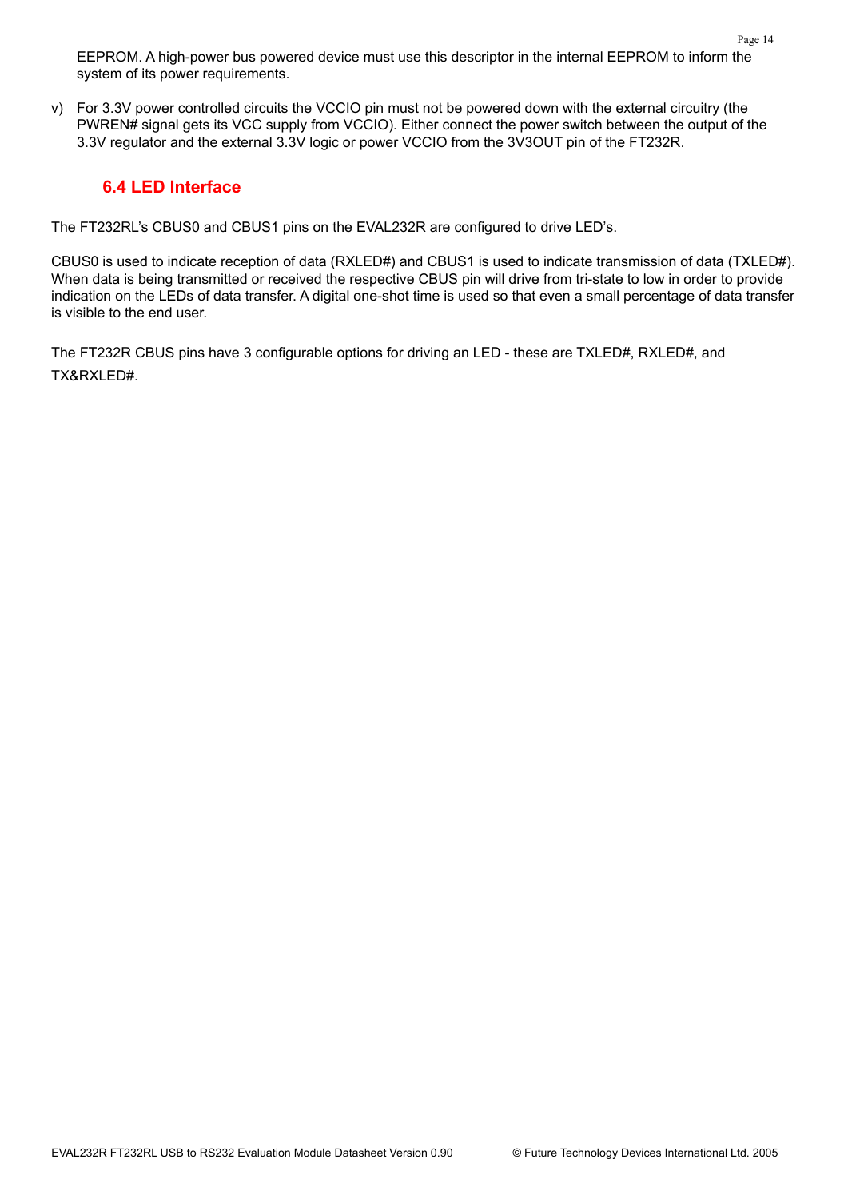EEPROM. A high-power bus powered device must use this descriptor in the internal EEPROM to inform the system of its power requirements.

v) For 3.3V power controlled circuits the VCCIO pin must not be powered down with the external circuitry (the PWREN# signal gets its VCC supply from VCCIO). Either connect the power switch between the output of the 3.3V regulator and the external 3.3V logic or power VCCIO from the 3V3OUT pin of the FT232R.

## 6.4 LED Interface

The FT232RL's CBUS0 and CBUS1 pins on the EVAL232R are configured to drive LED's.

CBUS0 is used to indicate reception of data (RXLED#) and CBUS1 is used to indicate transmission of data (TXLED#). When data is being transmitted or received the respective CBUS pin will drive from tri-state to low in order to provide indication on the LEDs of data transfer. A digital one-shot time is used so that even a small percentage of data transfer is visible to the end user.

The FT232R CBUS pins have 3 configurable options for driving an LED - these are TXLED#, RXLED#, and TX&RXLED#.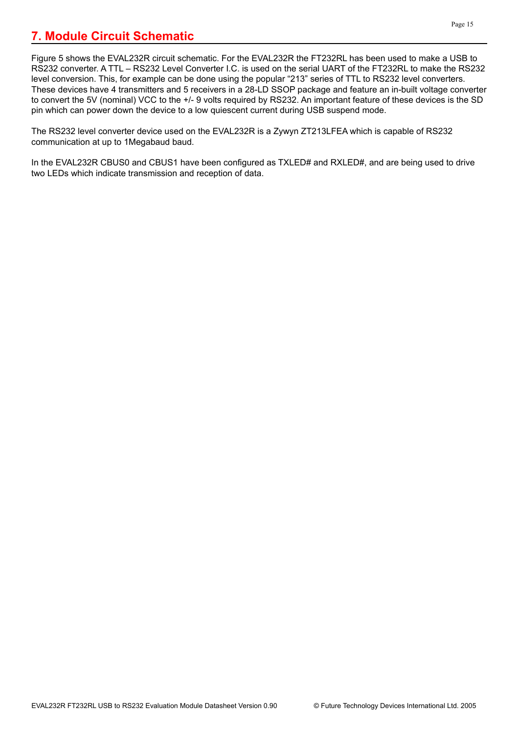# 7. Module Circuit Schematic

Figure 5 shows the EVAL232R circuit schematic. For the EVAL232R the FT232RL has been used to make a USB to RS232 converter. A TTL – RS232 Level Converter I.C. is used on the serial UART of the FT232RL to make the RS232 level conversion. This, for example can be done using the popular "213" series of TTL to RS232 level converters. These devices have 4 transmitters and 5 receivers in a 28-LD SSOP package and feature an in-built voltage converter to convert the 5V (nominal) VCC to the +/- 9 volts required by RS232. An important feature of these devices is the SD pin which can power down the device to a low quiescent current during USB suspend mode.

The RS232 level converter device used on the EVAL232R is a Zywyn ZT213LFEA which is capable of RS232 communication at up to 1Megabaud baud.

In the EVAL232R CBUS0 and CBUS1 have been configured as TXLED# and RXLED#, and are being used to drive two LEDs which indicate transmission and reception of data.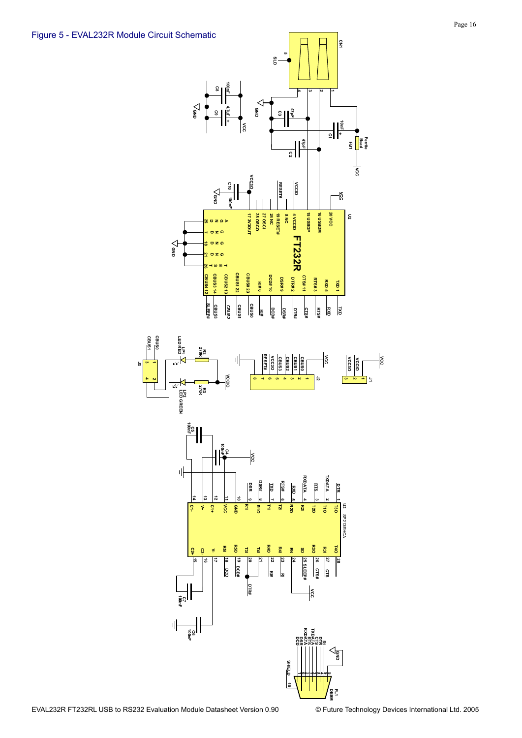# Figure 5 - EVAL232R Module Circuit Schematic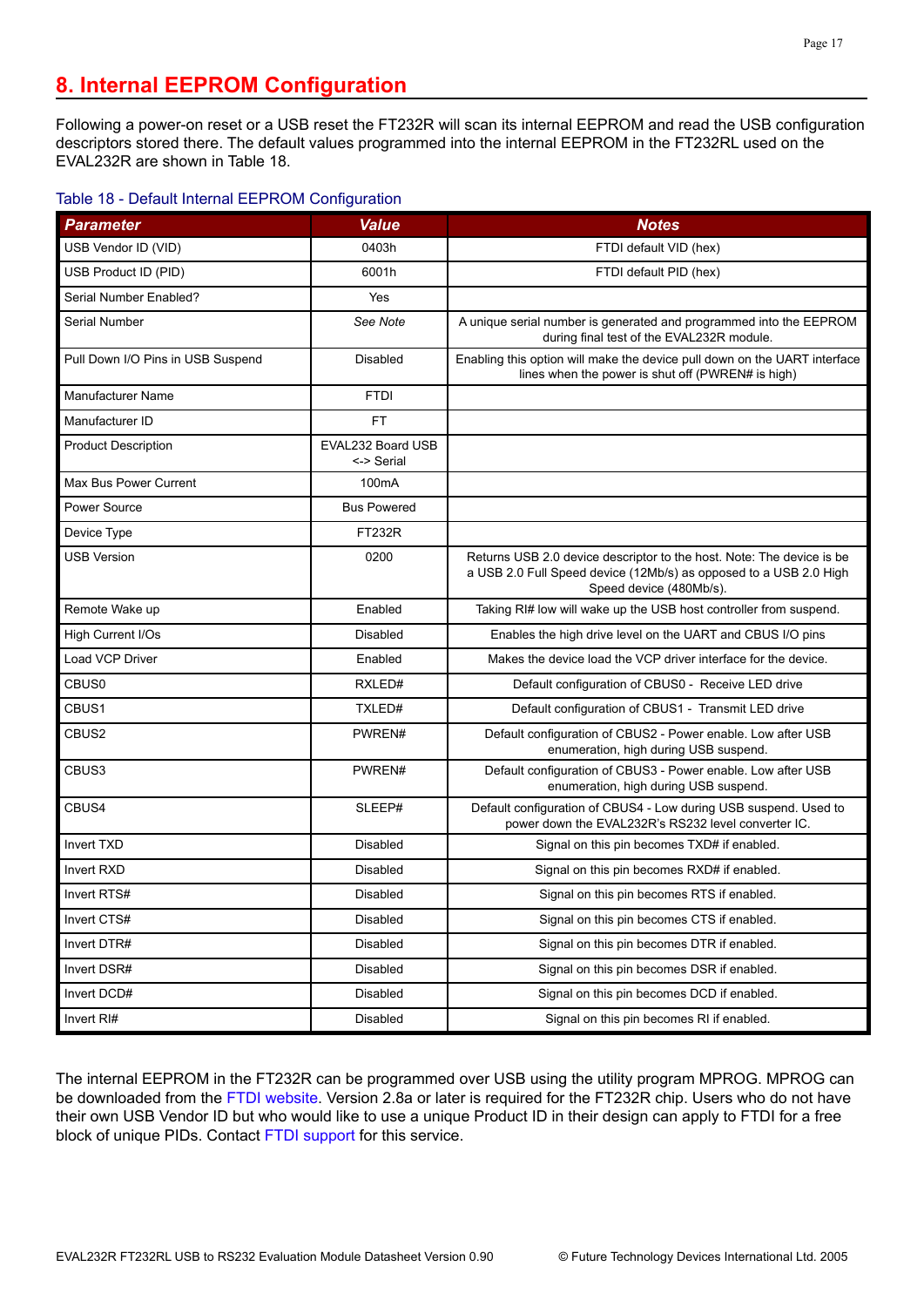# 8. Internal EEPROM Configuration

Following a power-on reset or a USB reset the FT232R will scan its internal EEPROM and read the USB configuration descriptors stored there. The default values programmed into the internal EEPROM in the FT232RL used on the EVAL232R are shown in Table 18.

Table 18 - Default Internal EEPROM Configuration

| Parameter | Value | Notes |
|---|---|---|
| USB Vendor ID (VID) | 0403h | FTDI default VID (hex) |
| USB Product ID (PID) | 6001h | FTDI default PID (hex) |
| Serial Number Enabled? | Yes | |
| Serial Number | *See Note* | A unique serial number is generated and programmed into the EEPROM during final test of the EVAL232R module. |
| Pull Down I/O Pins in USB Suspend | Disabled | Enabling this option will make the device pull down on the UART interface lines when the power is shut off (PWREN# is high) |
| Manufacturer Name | FTDI | |
| Manufacturer ID | FT | |
| Product Description | EVAL232 Board USB <-> Serial | |
| Max Bus Power Current | 100mA | |
| Power Source | Bus Powered | |
| Device Type | FT232R | |
| USB Version | 0200 | Returns USB 2.0 device descriptor to the host. Note: The device is be a USB 2.0 Full Speed device (12Mb/s) as opposed to a USB 2.0 High Speed device (480Mb/s). |
| Remote Wake up | Enabled | Taking RI# low will wake up the USB host controller from suspend. |
| High Current I/Os | Disabled | Enables the high drive level on the UART and CBUS I/O pins |
| Load VCP Driver | Enabled | Makes the device load the VCP driver interface for the device. |
| CBUS0 | RXLED# | Default configuration of CBUS0 - Receive LED drive |
| CBUS1 | TXLED# | Default configuration of CBUS1 - Transmit LED drive |
| CBUS2 | PWREN# | Default configuration of CBUS2 - Power enable. Low after USB enumeration, high during USB suspend. |
| CBUS3 | PWREN# | Default configuration of CBUS3 - Power enable. Low after USB enumeration, high during USB suspend. |
| CBUS4 | SLEEP# | Default configuration of CBUS4 - Low during USB suspend. Used to power down the EVAL232R's RS232 level converter IC. |
| Invert TXD | Disabled | Signal on this pin becomes TXD# if enabled. |
| Invert RXD | Disabled | Signal on this pin becomes RXD# if enabled. |
| Invert RTS# | Disabled | Signal on this pin becomes RTS if enabled. |
| Invert CTS# | Disabled | Signal on this pin becomes CTS if enabled. |
| Invert DTR# | Disabled | Signal on this pin becomes DTR if enabled. |
| Invert DSR# | Disabled | Signal on this pin becomes DSR if enabled. |
| Invert DCD# | Disabled | Signal on this pin becomes DCD if enabled. |
| Invert RI# | Disabled | Signal on this pin becomes RI if enabled. |

The internal EEPROM in the FT232R can be programmed over USB using the utility program MPROG. MPROG can be downloaded from the FTDI website. Version 2.8a or later is required for the FT232R chip. Users who do not have their own USB Vendor ID but who would like to use a unique Product ID in their design can apply to FTDI for a free block of unique PIDs. Contact FTDI support for this service.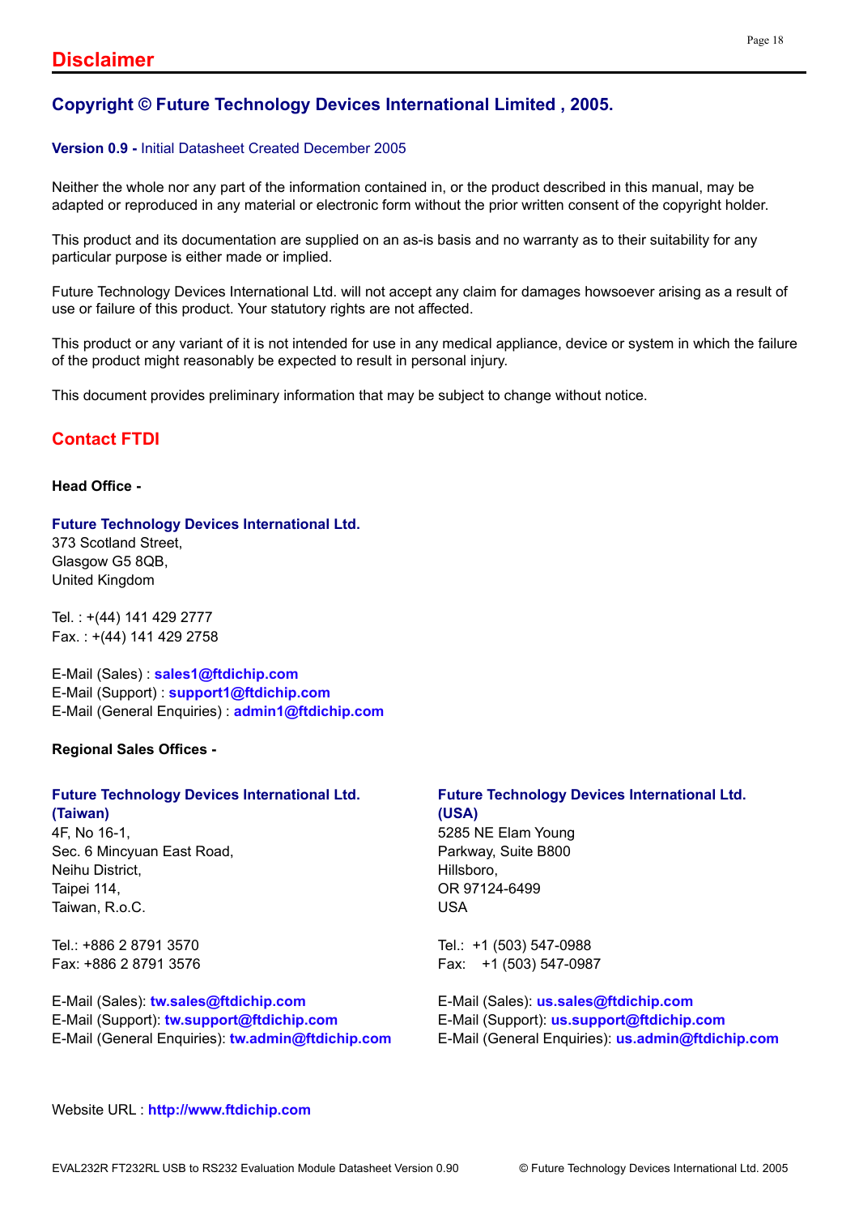# Disclaimer

## Copyright © Future Technology Devices International Limited , 2005.

**Version 0.9 -** Initial Datasheet Created December 2005

Neither the whole nor any part of the information contained in, or the product described in this manual, may be adapted or reproduced in any material or electronic form without the prior written consent of the copyright holder.

This product and its documentation are supplied on an as-is basis and no warranty as to their suitability for any particular purpose is either made or implied.

Future Technology Devices International Ltd. will not accept any claim for damages howsoever arising as a result of use or failure of this product. Your statutory rights are not affected.

This product or any variant of it is not intended for use in any medical appliance, device or system in which the failure of the product might reasonably be expected to result in personal injury.

This document provides preliminary information that may be subject to change without notice.

# Contact FTDI

**Head Office -**

**Future Technology Devices International Ltd.**
373 Scotland Street,
Glasgow G5 8QB,
United Kingdom

Tel. : +(44) 141 429 2777
Fax. : +(44) 141 429 2758

E-Mail (Sales) : **sales1@ftdichip.com**
E-Mail (Support) : **support1@ftdichip.com**
E-Mail (General Enquiries) : **admin1@ftdichip.com**

**Regional Sales Offices -**

**Future Technology Devices International Ltd. (Taiwan)**
4F, No 16-1,
Sec. 6 Mincyuan East Road,
Neihu District,
Taipei 114,
Taiwan, R.o.C.

Tel.: +886 2 8791 3570
Fax: +886 2 8791 3576

E-Mail (Sales): **tw.sales@ftdichip.com**
E-Mail (Support): **tw.support@ftdichip.com**
E-Mail (General Enquiries): **tw.admin@ftdichip.com**

**Future Technology Devices International Ltd. (USA)**
5285 NE Elam Young
Parkway, Suite B800
Hillsboro,
OR 97124-6499
USA

Tel.: +1 (503) 547-0988
Fax: +1 (503) 547-0987

E-Mail (Sales): **us.sales@ftdichip.com**
E-Mail (Support): **us.support@ftdichip.com**
E-Mail (General Enquiries): **us.admin@ftdichip.com**

Website URL : **http://www.ftdichip.com**